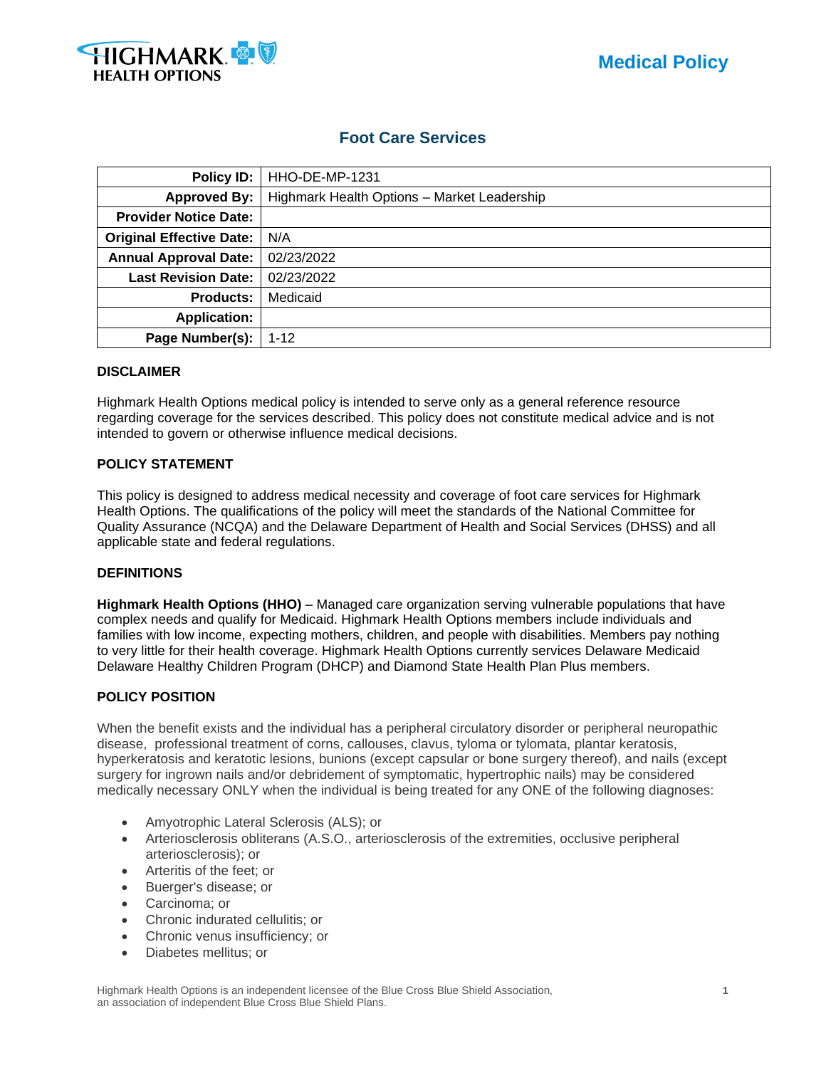# Medical Policy

## Foot Care Services

| | |
|---|---|
| **Policy ID:** | HHO-DE-MP-1231 |
| **Approved By:** | Highmark Health Options – Market Leadership |
| **Provider Notice Date:** | |
| **Original Effective Date:** | N/A |
| **Annual Approval Date:** | 02/23/2022 |
| **Last Revision Date:** | 02/23/2022 |
| **Products:** | Medicaid |
| **Application:** | |
| **Page Number(s):** | 1-12 |

### DISCLAIMER

Highmark Health Options medical policy is intended to serve only as a general reference resource regarding coverage for the services described. This policy does not constitute medical advice and is not intended to govern or otherwise influence medical decisions.

### POLICY STATEMENT

This policy is designed to address medical necessity and coverage of foot care services for Highmark Health Options. The qualifications of the policy will meet the standards of the National Committee for Quality Assurance (NCQA) and the Delaware Department of Health and Social Services (DHSS) and all applicable state and federal regulations.

### DEFINITIONS

**Highmark Health Options (HHO)** – Managed care organization serving vulnerable populations that have complex needs and qualify for Medicaid. Highmark Health Options members include individuals and families with low income, expecting mothers, children, and people with disabilities. Members pay nothing to very little for their health coverage. Highmark Health Options currently services Delaware Medicaid Delaware Healthy Children Program (DHCP) and Diamond State Health Plan Plus members.

### POLICY POSITION

When the benefit exists and the individual has a peripheral circulatory disorder or peripheral neuropathic disease, professional treatment of corns, callouses, clavus, tyloma or tylomata, plantar keratosis, hyperkeratosis and keratotic lesions, bunions (except capsular or bone surgery thereof), and nails (except surgery for ingrown nails and/or debridement of symptomatic, hypertrophic nails) may be considered medically necessary ONLY when the individual is being treated for any ONE of the following diagnoses:

- Amyotrophic Lateral Sclerosis (ALS); or
- Arteriosclerosis obliterans (A.S.O., arteriosclerosis of the extremities, occlusive peripheral arteriosclerosis); or
- Arteritis of the feet; or
- Buerger's disease; or
- Carcinoma; or
- Chronic indurated cellulitis; or
- Chronic venus insufficiency; or
- Diabetes mellitus; or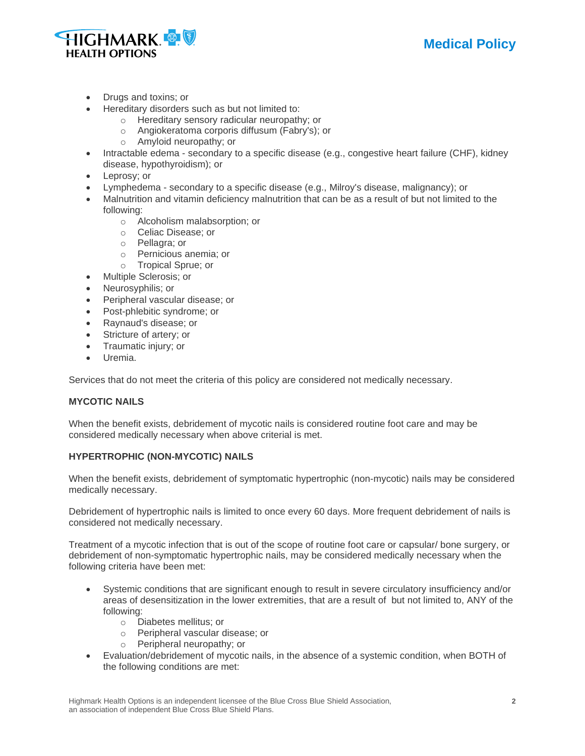- Drugs and toxins; or
- Hereditary disorders such as but not limited to:
  - Hereditary sensory radicular neuropathy; or
  - Angiokeratoma corporis diffusum (Fabry's); or
  - Amyloid neuropathy; or
- Intractable edema - secondary to a specific disease (e.g., congestive heart failure (CHF), kidney disease, hypothyroidism); or
- Leprosy; or
- Lymphedema - secondary to a specific disease (e.g., Milroy's disease, malignancy); or
- Malnutrition and vitamin deficiency malnutrition that can be as a result of but not limited to the following:
  - Alcoholism malabsorption; or
  - Celiac Disease; or
  - Pellagra; or
  - Pernicious anemia; or
  - Tropical Sprue; or
- Multiple Sclerosis; or
- Neurosyphilis; or
- Peripheral vascular disease; or
- Post-phlebitic syndrome; or
- Raynaud's disease; or
- Stricture of artery; or
- Traumatic injury; or
- Uremia.

Services that do not meet the criteria of this policy are considered not medically necessary.

**MYCOTIC NAILS**

When the benefit exists, debridement of mycotic nails is considered routine foot care and may be considered medically necessary when above criterial is met.

**HYPERTROPHIC (NON-MYCOTIC) NAILS**

When the benefit exists, debridement of symptomatic hypertrophic (non-mycotic) nails may be considered medically necessary.

Debridement of hypertrophic nails is limited to once every 60 days. More frequent debridement of nails is considered not medically necessary.

Treatment of a mycotic infection that is out of the scope of routine foot care or capsular/ bone surgery, or debridement of non-symptomatic hypertrophic nails, may be considered medically necessary when the following criteria have been met:

- Systemic conditions that are significant enough to result in severe circulatory insufficiency and/or areas of desensitization in the lower extremities, that are a result of but not limited to, ANY of the following:
  - Diabetes mellitus; or
  - Peripheral vascular disease; or
  - Peripheral neuropathy; or
- Evaluation/debridement of mycotic nails, in the absence of a systemic condition, when BOTH of the following conditions are met: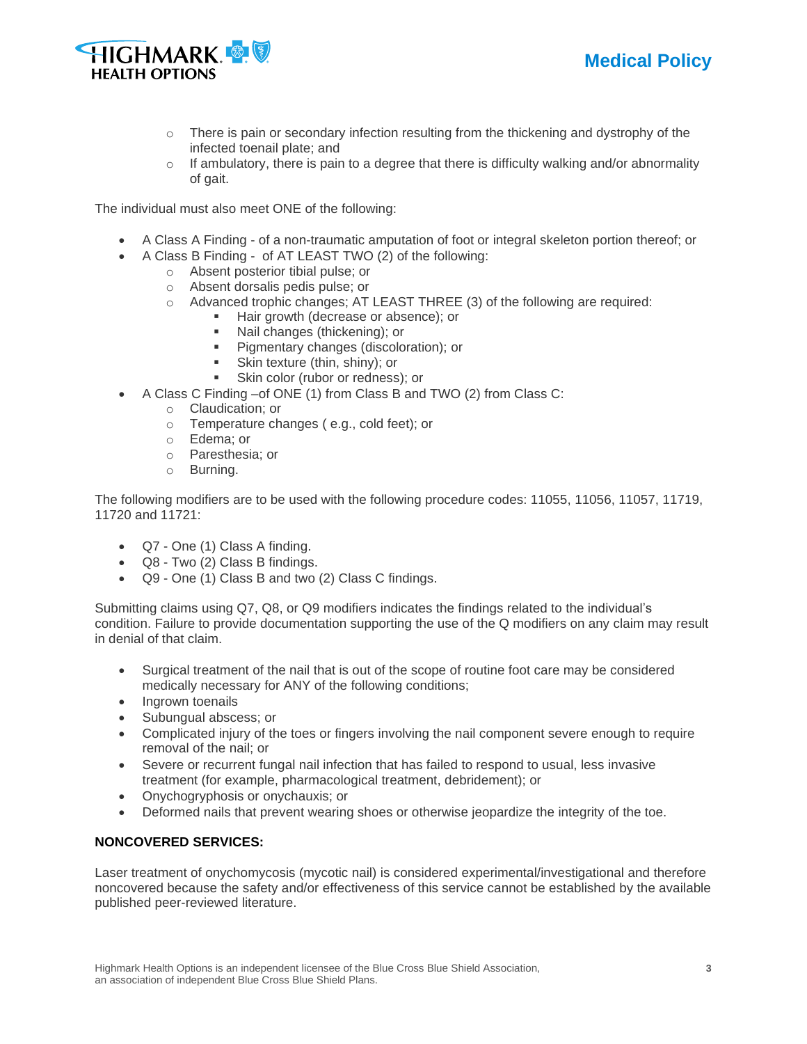- There is pain or secondary infection resulting from the thickening and dystrophy of the infected toenail plate; and
  - If ambulatory, there is pain to a degree that there is difficulty walking and/or abnormality of gait.

The individual must also meet ONE of the following:

- A Class A Finding - of a non-traumatic amputation of foot or integral skeleton portion thereof; or
- A Class B Finding - of AT LEAST TWO (2) of the following:
  - Absent posterior tibial pulse; or
  - Absent dorsalis pedis pulse; or
  - Advanced trophic changes; AT LEAST THREE (3) of the following are required:
    - Hair growth (decrease or absence); or
    - Nail changes (thickening); or
    - Pigmentary changes (discoloration); or
    - Skin texture (thin, shiny); or
    - Skin color (rubor or redness); or
- A Class C Finding –of ONE (1) from Class B and TWO (2) from Class C:
  - Claudication; or
  - Temperature changes ( e.g., cold feet); or
  - Edema; or
  - Paresthesia; or
  - Burning.

The following modifiers are to be used with the following procedure codes: 11055, 11056, 11057, 11719, 11720 and 11721:

- Q7 - One (1) Class A finding.
- Q8 - Two (2) Class B findings.
- Q9 - One (1) Class B and two (2) Class C findings.

Submitting claims using Q7, Q8, or Q9 modifiers indicates the findings related to the individual's condition. Failure to provide documentation supporting the use of the Q modifiers on any claim may result in denial of that claim.

- Surgical treatment of the nail that is out of the scope of routine foot care may be considered medically necessary for ANY of the following conditions;
- Ingrown toenails
- Subungual abscess; or
- Complicated injury of the toes or fingers involving the nail component severe enough to require removal of the nail; or
- Severe or recurrent fungal nail infection that has failed to respond to usual, less invasive treatment (for example, pharmacological treatment, debridement); or
- Onychogryphosis or onychauxis; or
- Deformed nails that prevent wearing shoes or otherwise jeopardize the integrity of the toe.

**NONCOVERED SERVICES:**

Laser treatment of onychomycosis (mycotic nail) is considered experimental/investigational and therefore noncovered because the safety and/or effectiveness of this service cannot be established by the available published peer-reviewed literature.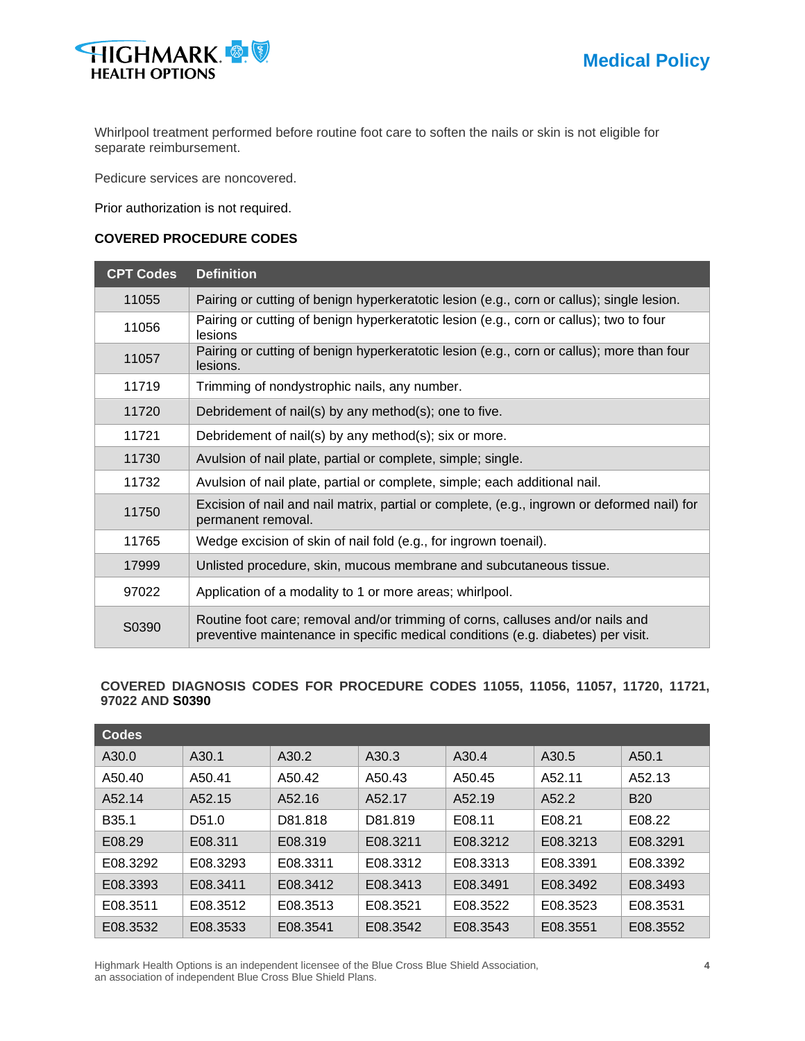Whirlpool treatment performed before routine foot care to soften the nails or skin is not eligible for separate reimbursement.

Pedicure services are noncovered.

Prior authorization is not required.

**COVERED PROCEDURE CODES**

| CPT Codes | Definition |
|---|---|
| 11055 | Pairing or cutting of benign hyperkeratotic lesion (e.g., corn or callus); single lesion. |
| 11056 | Pairing or cutting of benign hyperkeratotic lesion (e.g., corn or callus); two to four lesions |
| 11057 | Pairing or cutting of benign hyperkeratotic lesion (e.g., corn or callus); more than four lesions. |
| 11719 | Trimming of nondystrophic nails, any number. |
| 11720 | Debridement of nail(s) by any method(s); one to five. |
| 11721 | Debridement of nail(s) by any method(s); six or more. |
| 11730 | Avulsion of nail plate, partial or complete, simple; single. |
| 11732 | Avulsion of nail plate, partial or complete, simple; each additional nail. |
| 11750 | Excision of nail and nail matrix, partial or complete, (e.g., ingrown or deformed nail) for permanent removal. |
| 11765 | Wedge excision of skin of nail fold (e.g., for ingrown toenail). |
| 17999 | Unlisted procedure, skin, mucous membrane and subcutaneous tissue. |
| 97022 | Application of a modality to 1 or more areas; whirlpool. |
| S0390 | Routine foot care; removal and/or trimming of corns, calluses and/or nails and preventive maintenance in specific medical conditions (e.g. diabetes) per visit. |

**COVERED DIAGNOSIS CODES FOR PROCEDURE CODES 11055, 11056, 11057, 11720, 11721, 97022 AND S0390**

| Codes | | | | | | |
|---|---|---|---|---|---|---|
| A30.0 | A30.1 | A30.2 | A30.3 | A30.4 | A30.5 | A50.1 |
| A50.40 | A50.41 | A50.42 | A50.43 | A50.45 | A52.11 | A52.13 |
| A52.14 | A52.15 | A52.16 | A52.17 | A52.19 | A52.2 | B20 |
| B35.1 | D51.0 | D81.818 | D81.819 | E08.11 | E08.21 | E08.22 |
| E08.29 | E08.311 | E08.319 | E08.3211 | E08.3212 | E08.3213 | E08.3291 |
| E08.3292 | E08.3293 | E08.3311 | E08.3312 | E08.3313 | E08.3391 | E08.3392 |
| E08.3393 | E08.3411 | E08.3412 | E08.3413 | E08.3491 | E08.3492 | E08.3493 |
| E08.3511 | E08.3512 | E08.3513 | E08.3521 | E08.3522 | E08.3523 | E08.3531 |
| E08.3532 | E08.3533 | E08.3541 | E08.3542 | E08.3543 | E08.3551 | E08.3552 |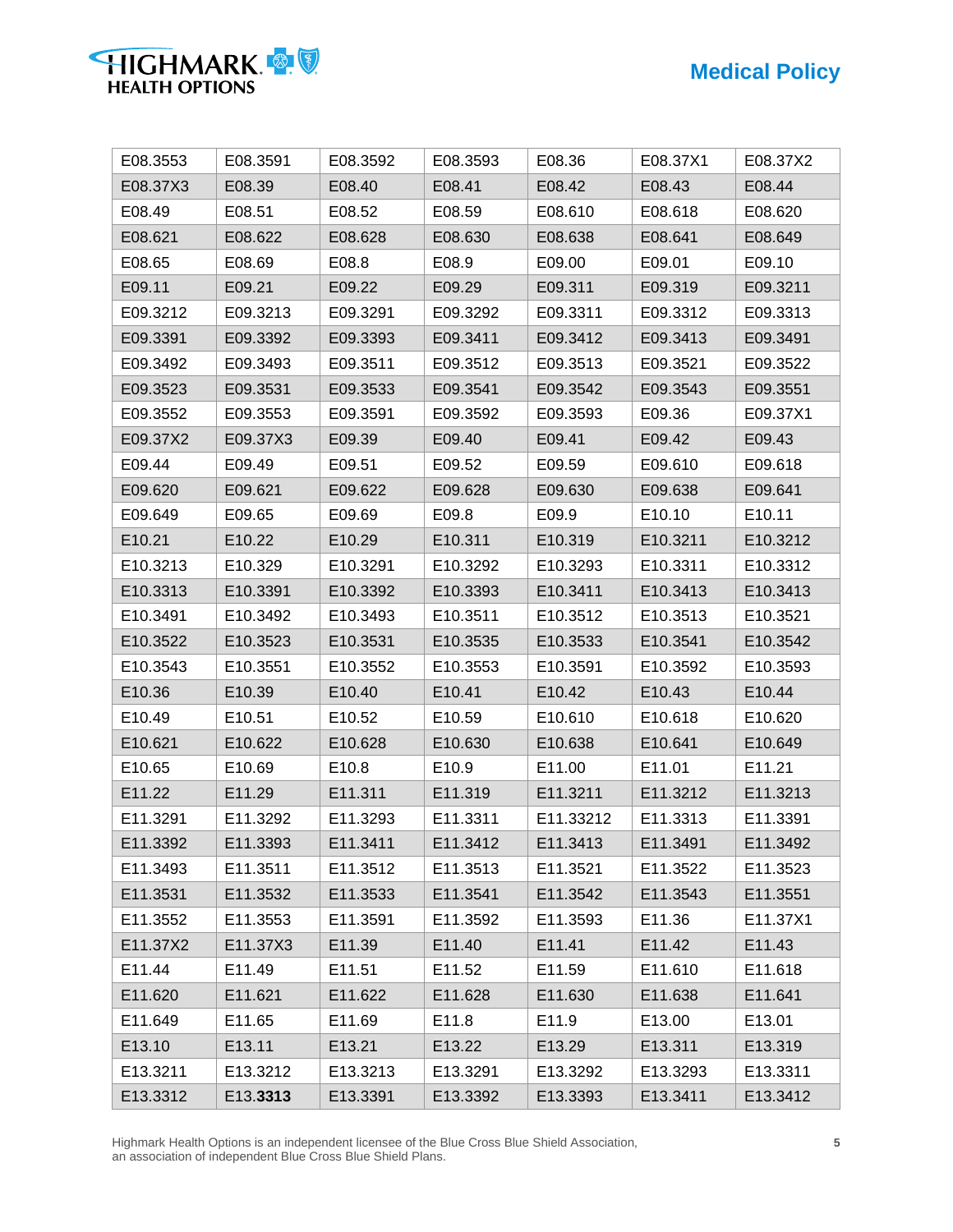| E08.3553 | E08.3591 | E08.3592 | E08.3593 | E08.36 | E08.37X1 | E08.37X2 |
|---|---|---|---|---|---|---|
| E08.37X3 | E08.39 | E08.40 | E08.41 | E08.42 | E08.43 | E08.44 |
| E08.49 | E08.51 | E08.52 | E08.59 | E08.610 | E08.618 | E08.620 |
| E08.621 | E08.622 | E08.628 | E08.630 | E08.638 | E08.641 | E08.649 |
| E08.65 | E08.69 | E08.8 | E08.9 | E09.00 | E09.01 | E09.10 |
| E09.11 | E09.21 | E09.22 | E09.29 | E09.311 | E09.319 | E09.3211 |
| E09.3212 | E09.3213 | E09.3291 | E09.3292 | E09.3311 | E09.3312 | E09.3313 |
| E09.3391 | E09.3392 | E09.3393 | E09.3411 | E09.3412 | E09.3413 | E09.3491 |
| E09.3492 | E09.3493 | E09.3511 | E09.3512 | E09.3513 | E09.3521 | E09.3522 |
| E09.3523 | E09.3531 | E09.3533 | E09.3541 | E09.3542 | E09.3543 | E09.3551 |
| E09.3552 | E09.3553 | E09.3591 | E09.3592 | E09.3593 | E09.36 | E09.37X1 |
| E09.37X2 | E09.37X3 | E09.39 | E09.40 | E09.41 | E09.42 | E09.43 |
| E09.44 | E09.49 | E09.51 | E09.52 | E09.59 | E09.610 | E09.618 |
| E09.620 | E09.621 | E09.622 | E09.628 | E09.630 | E09.638 | E09.641 |
| E09.649 | E09.65 | E09.69 | E09.8 | E09.9 | E10.10 | E10.11 |
| E10.21 | E10.22 | E10.29 | E10.311 | E10.319 | E10.3211 | E10.3212 |
| E10.3213 | E10.329 | E10.3291 | E10.3292 | E10.3293 | E10.3311 | E10.3312 |
| E10.3313 | E10.3391 | E10.3392 | E10.3393 | E10.3411 | E10.3413 | E10.3413 |
| E10.3491 | E10.3492 | E10.3493 | E10.3511 | E10.3512 | E10.3513 | E10.3521 |
| E10.3522 | E10.3523 | E10.3531 | E10.3535 | E10.3533 | E10.3541 | E10.3542 |
| E10.3543 | E10.3551 | E10.3552 | E10.3553 | E10.3591 | E10.3592 | E10.3593 |
| E10.36 | E10.39 | E10.40 | E10.41 | E10.42 | E10.43 | E10.44 |
| E10.49 | E10.51 | E10.52 | E10.59 | E10.610 | E10.618 | E10.620 |
| E10.621 | E10.622 | E10.628 | E10.630 | E10.638 | E10.641 | E10.649 |
| E10.65 | E10.69 | E10.8 | E10.9 | E11.00 | E11.01 | E11.21 |
| E11.22 | E11.29 | E11.311 | E11.319 | E11.3211 | E11.3212 | E11.3213 |
| E11.3291 | E11.3292 | E11.3293 | E11.3311 | E11.33212 | E11.3313 | E11.3391 |
| E11.3392 | E11.3393 | E11.3411 | E11.3412 | E11.3413 | E11.3491 | E11.3492 |
| E11.3493 | E11.3511 | E11.3512 | E11.3513 | E11.3521 | E11.3522 | E11.3523 |
| E11.3531 | E11.3532 | E11.3533 | E11.3541 | E11.3542 | E11.3543 | E11.3551 |
| E11.3552 | E11.3553 | E11.3591 | E11.3592 | E11.3593 | E11.36 | E11.37X1 |
| E11.37X2 | E11.37X3 | E11.39 | E11.40 | E11.41 | E11.42 | E11.43 |
| E11.44 | E11.49 | E11.51 | E11.52 | E11.59 | E11.610 | E11.618 |
| E11.620 | E11.621 | E11.622 | E11.628 | E11.630 | E11.638 | E11.641 |
| E11.649 | E11.65 | E11.69 | E11.8 | E11.9 | E13.00 | E13.01 |
| E13.10 | E13.11 | E13.21 | E13.22 | E13.29 | E13.311 | E13.319 |
| E13.3211 | E13.3212 | E13.3213 | E13.3291 | E13.3292 | E13.3293 | E13.3311 |
| E13.3312 | E13.**3313** | E13.3391 | E13.3392 | E13.3393 | E13.3411 | E13.3412 |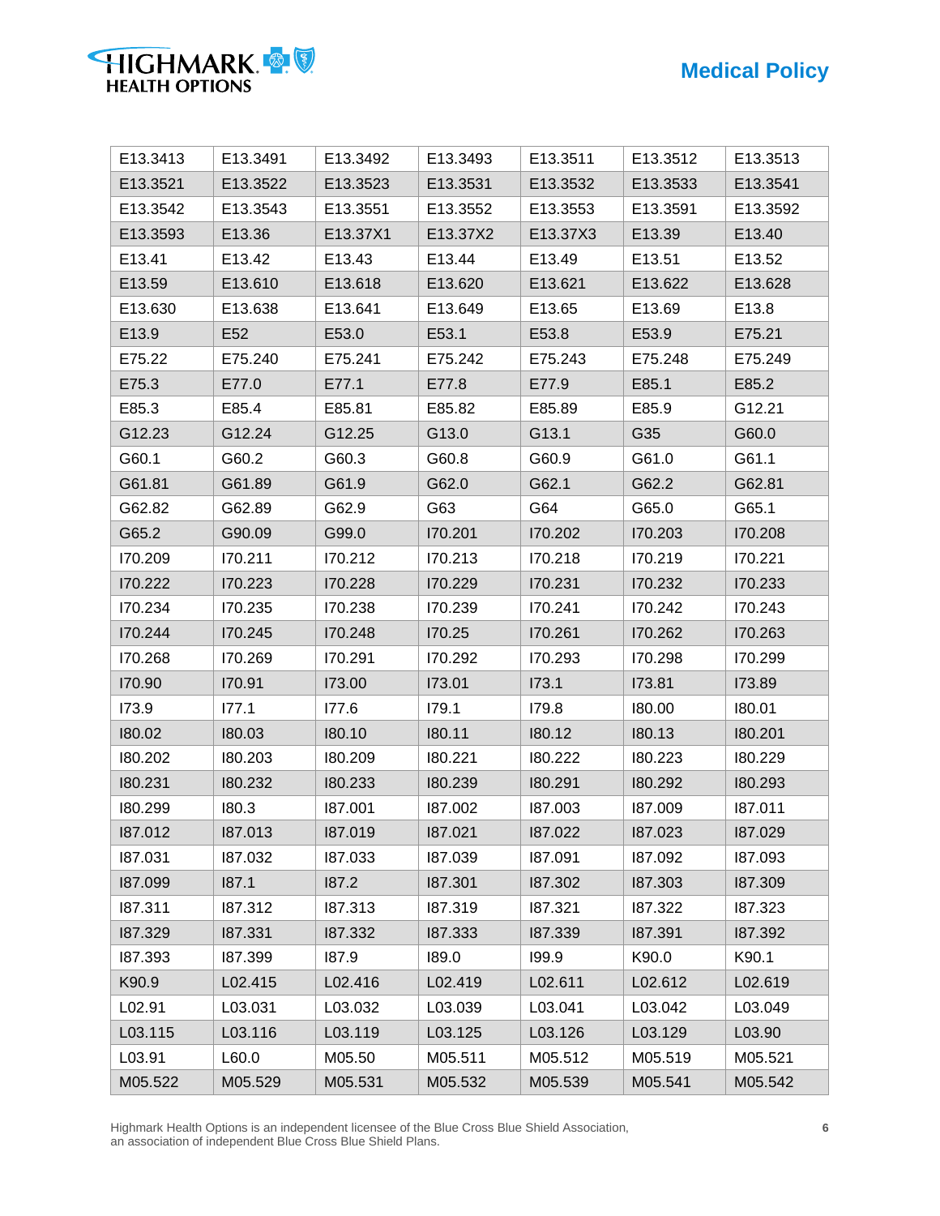| E13.3413 | E13.3491 | E13.3492 | E13.3493 | E13.3511 | E13.3512 | E13.3513 |
|---|---|---|---|---|---|---|
| E13.3521 | E13.3522 | E13.3523 | E13.3531 | E13.3532 | E13.3533 | E13.3541 |
| E13.3542 | E13.3543 | E13.3551 | E13.3552 | E13.3553 | E13.3591 | E13.3592 |
| E13.3593 | E13.36 | E13.37X1 | E13.37X2 | E13.37X3 | E13.39 | E13.40 |
| E13.41 | E13.42 | E13.43 | E13.44 | E13.49 | E13.51 | E13.52 |
| E13.59 | E13.610 | E13.618 | E13.620 | E13.621 | E13.622 | E13.628 |
| E13.630 | E13.638 | E13.641 | E13.649 | E13.65 | E13.69 | E13.8 |
| E13.9 | E52 | E53.0 | E53.1 | E53.8 | E53.9 | E75.21 |
| E75.22 | E75.240 | E75.241 | E75.242 | E75.243 | E75.248 | E75.249 |
| E75.3 | E77.0 | E77.1 | E77.8 | E77.9 | E85.1 | E85.2 |
| E85.3 | E85.4 | E85.81 | E85.82 | E85.89 | E85.9 | G12.21 |
| G12.23 | G12.24 | G12.25 | G13.0 | G13.1 | G35 | G60.0 |
| G60.1 | G60.2 | G60.3 | G60.8 | G60.9 | G61.0 | G61.1 |
| G61.81 | G61.89 | G61.9 | G62.0 | G62.1 | G62.2 | G62.81 |
| G62.82 | G62.89 | G62.9 | G63 | G64 | G65.0 | G65.1 |
| G65.2 | G90.09 | G99.0 | I70.201 | I70.202 | I70.203 | I70.208 |
| I70.209 | I70.211 | I70.212 | I70.213 | I70.218 | I70.219 | I70.221 |
| I70.222 | I70.223 | I70.228 | I70.229 | I70.231 | I70.232 | I70.233 |
| I70.234 | I70.235 | I70.238 | I70.239 | I70.241 | I70.242 | I70.243 |
| I70.244 | I70.245 | I70.248 | I70.25 | I70.261 | I70.262 | I70.263 |
| I70.268 | I70.269 | I70.291 | I70.292 | I70.293 | I70.298 | I70.299 |
| I70.90 | I70.91 | I73.00 | I73.01 | I73.1 | I73.81 | I73.89 |
| I73.9 | I77.1 | I77.6 | I79.1 | I79.8 | I80.00 | I80.01 |
| I80.02 | I80.03 | I80.10 | I80.11 | I80.12 | I80.13 | I80.201 |
| I80.202 | I80.203 | I80.209 | I80.221 | I80.222 | I80.223 | I80.229 |
| I80.231 | I80.232 | I80.233 | I80.239 | I80.291 | I80.292 | I80.293 |
| I80.299 | I80.3 | I87.001 | I87.002 | I87.003 | I87.009 | I87.011 |
| I87.012 | I87.013 | I87.019 | I87.021 | I87.022 | I87.023 | I87.029 |
| I87.031 | I87.032 | I87.033 | I87.039 | I87.091 | I87.092 | I87.093 |
| I87.099 | I87.1 | I87.2 | I87.301 | I87.302 | I87.303 | I87.309 |
| I87.311 | I87.312 | I87.313 | I87.319 | I87.321 | I87.322 | I87.323 |
| I87.329 | I87.331 | I87.332 | I87.333 | I87.339 | I87.391 | I87.392 |
| I87.393 | I87.399 | I87.9 | I89.0 | I99.9 | K90.0 | K90.1 |
| K90.9 | L02.415 | L02.416 | L02.419 | L02.611 | L02.612 | L02.619 |
| L02.91 | L03.031 | L03.032 | L03.039 | L03.041 | L03.042 | L03.049 |
| L03.115 | L03.116 | L03.119 | L03.125 | L03.126 | L03.129 | L03.90 |
| L03.91 | L60.0 | M05.50 | M05.511 | M05.512 | M05.519 | M05.521 |
| M05.522 | M05.529 | M05.531 | M05.532 | M05.539 | M05.541 | M05.542 |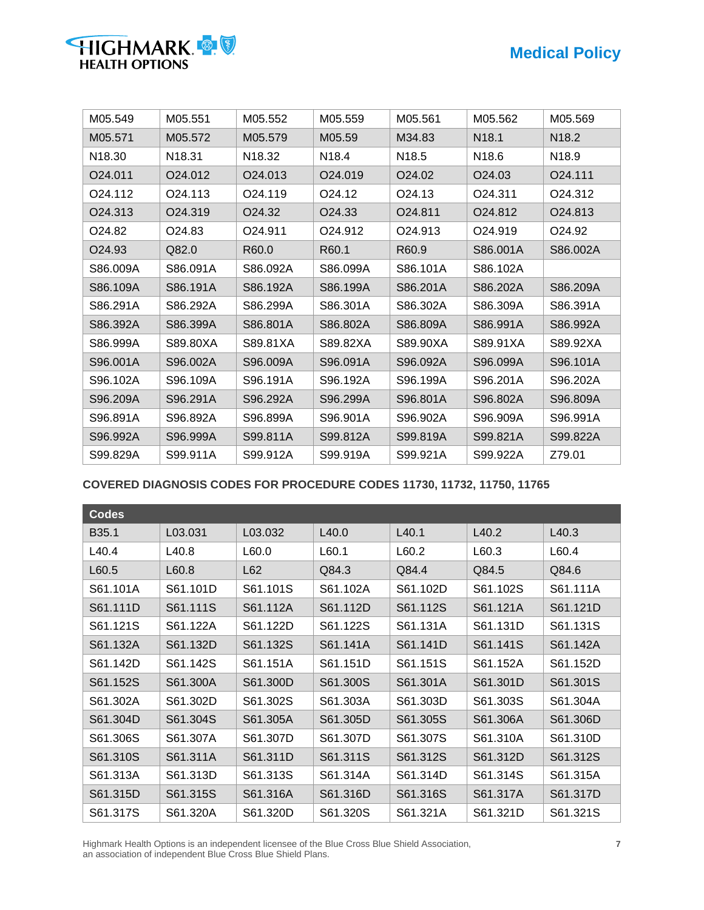| | | | | | | |
|---|---|---|---|---|---|---|
| M05.549 | M05.551 | M05.552 | M05.559 | M05.561 | M05.562 | M05.569 |
| M05.571 | M05.572 | M05.579 | M05.59 | M34.83 | N18.1 | N18.2 |
| N18.30 | N18.31 | N18.32 | N18.4 | N18.5 | N18.6 | N18.9 |
| O24.011 | O24.012 | O24.013 | O24.019 | O24.02 | O24.03 | O24.111 |
| O24.112 | O24.113 | O24.119 | O24.12 | O24.13 | O24.311 | O24.312 |
| O24.313 | O24.319 | O24.32 | O24.33 | O24.811 | O24.812 | O24.813 |
| O24.82 | O24.83 | O24.911 | O24.912 | O24.913 | O24.919 | O24.92 |
| O24.93 | Q82.0 | R60.0 | R60.1 | R60.9 | S86.001A | S86.002A |
| S86.009A | S86.091A | S86.092A | S86.099A | S86.101A | S86.102A | |
| S86.109A | S86.191A | S86.192A | S86.199A | S86.201A | S86.202A | S86.209A |
| S86.291A | S86.292A | S86.299A | S86.301A | S86.302A | S86.309A | S86.391A |
| S86.392A | S86.399A | S86.801A | S86.802A | S86.809A | S86.991A | S86.992A |
| S86.999A | S89.80XA | S89.81XA | S89.82XA | S89.90XA | S89.91XA | S89.92XA |
| S96.001A | S96.002A | S96.009A | S96.091A | S96.092A | S96.099A | S96.101A |
| S96.102A | S96.109A | S96.191A | S96.192A | S96.199A | S96.201A | S96.202A |
| S96.209A | S96.291A | S96.292A | S96.299A | S96.801A | S96.802A | S96.809A |
| S96.891A | S96.892A | S96.899A | S96.901A | S96.902A | S96.909A | S96.991A |
| S96.992A | S96.999A | S99.811A | S99.812A | S99.819A | S99.821A | S99.822A |
| S99.829A | S99.911A | S99.912A | S99.919A | S99.921A | S99.922A | Z79.01 |

**COVERED DIAGNOSIS CODES FOR PROCEDURE CODES 11730, 11732, 11750, 11765**

| Codes | | | | | | |
|---|---|---|---|---|---|---|
| B35.1 | L03.031 | L03.032 | L40.0 | L40.1 | L40.2 | L40.3 |
| L40.4 | L40.8 | L60.0 | L60.1 | L60.2 | L60.3 | L60.4 |
| L60.5 | L60.8 | L62 | Q84.3 | Q84.4 | Q84.5 | Q84.6 |
| S61.101A | S61.101D | S61.101S | S61.102A | S61.102D | S61.102S | S61.111A |
| S61.111D | S61.111S | S61.112A | S61.112D | S61.112S | S61.121A | S61.121D |
| S61.121S | S61.122A | S61.122D | S61.122S | S61.131A | S61.131D | S61.131S |
| S61.132A | S61.132D | S61.132S | S61.141A | S61.141D | S61.141S | S61.142A |
| S61.142D | S61.142S | S61.151A | S61.151D | S61.151S | S61.152A | S61.152D |
| S61.152S | S61.300A | S61.300D | S61.300S | S61.301A | S61.301D | S61.301S |
| S61.302A | S61.302D | S61.302S | S61.303A | S61.303D | S61.303S | S61.304A |
| S61.304D | S61.304S | S61.305A | S61.305D | S61.305S | S61.306A | S61.306D |
| S61.306S | S61.307A | S61.307D | S61.307D | S61.307S | S61.310A | S61.310D |
| S61.310S | S61.311A | S61.311D | S61.311S | S61.312S | S61.312D | S61.312S |
| S61.313A | S61.313D | S61.313S | S61.314A | S61.314D | S61.314S | S61.315A |
| S61.315D | S61.315S | S61.316A | S61.316D | S61.316S | S61.317A | S61.317D |
| S61.317S | S61.320A | S61.320D | S61.320S | S61.321A | S61.321D | S61.321S |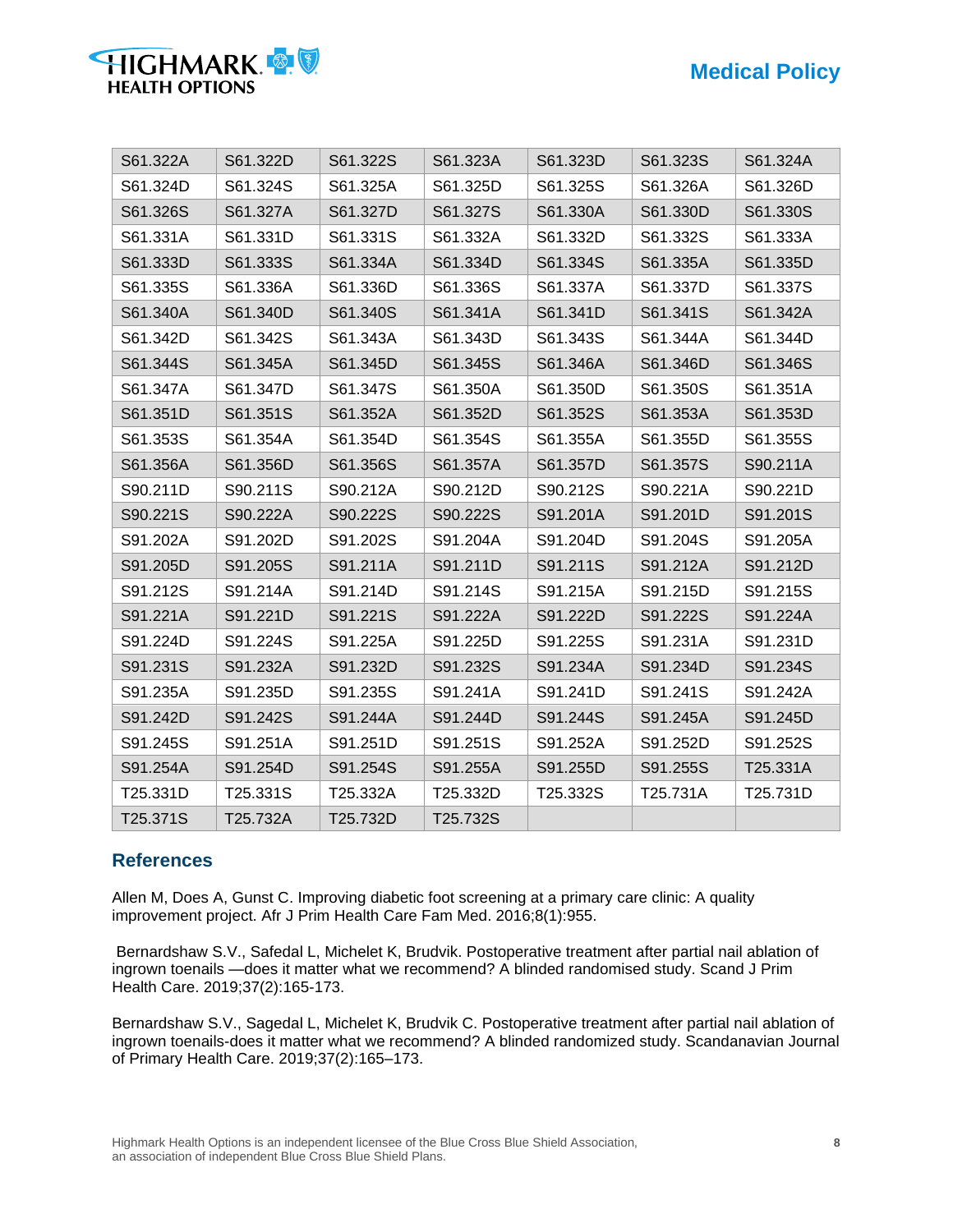| S61.322A | S61.322D | S61.322S | S61.323A | S61.323D | S61.323S | S61.324A |
|---|---|---|---|---|---|---|
| S61.324D | S61.324S | S61.325A | S61.325D | S61.325S | S61.326A | S61.326D |
| S61.326S | S61.327A | S61.327D | S61.327S | S61.330A | S61.330D | S61.330S |
| S61.331A | S61.331D | S61.331S | S61.332A | S61.332D | S61.332S | S61.333A |
| S61.333D | S61.333S | S61.334A | S61.334D | S61.334S | S61.335A | S61.335D |
| S61.335S | S61.336A | S61.336D | S61.336S | S61.337A | S61.337D | S61.337S |
| S61.340A | S61.340D | S61.340S | S61.341A | S61.341D | S61.341S | S61.342A |
| S61.342D | S61.342S | S61.343A | S61.343D | S61.343S | S61.344A | S61.344D |
| S61.344S | S61.345A | S61.345D | S61.345S | S61.346A | S61.346D | S61.346S |
| S61.347A | S61.347D | S61.347S | S61.350A | S61.350D | S61.350S | S61.351A |
| S61.351D | S61.351S | S61.352A | S61.352D | S61.352S | S61.353A | S61.353D |
| S61.353S | S61.354A | S61.354D | S61.354S | S61.355A | S61.355D | S61.355S |
| S61.356A | S61.356D | S61.356S | S61.357A | S61.357D | S61.357S | S90.211A |
| S90.211D | S90.211S | S90.212A | S90.212D | S90.212S | S90.221A | S90.221D |
| S90.221S | S90.222A | S90.222S | S90.222S | S91.201A | S91.201D | S91.201S |
| S91.202A | S91.202D | S91.202S | S91.204A | S91.204D | S91.204S | S91.205A |
| S91.205D | S91.205S | S91.211A | S91.211D | S91.211S | S91.212A | S91.212D |
| S91.212S | S91.214A | S91.214D | S91.214S | S91.215A | S91.215D | S91.215S |
| S91.221A | S91.221D | S91.221S | S91.222A | S91.222D | S91.222S | S91.224A |
| S91.224D | S91.224S | S91.225A | S91.225D | S91.225S | S91.231A | S91.231D |
| S91.231S | S91.232A | S91.232D | S91.232S | S91.234A | S91.234D | S91.234S |
| S91.235A | S91.235D | S91.235S | S91.241A | S91.241D | S91.241S | S91.242A |
| S91.242D | S91.242S | S91.244A | S91.244D | S91.244S | S91.245A | S91.245D |
| S91.245S | S91.251A | S91.251D | S91.251S | S91.252A | S91.252D | S91.252S |
| S91.254A | S91.254D | S91.254S | S91.255A | S91.255D | S91.255S | T25.331A |
| T25.331D | T25.331S | T25.332A | T25.332D | T25.332S | T25.731A | T25.731D |
| T25.371S | T25.732A | T25.732D | T25.732S | | | |

## References

Allen M, Does A, Gunst C. Improving diabetic foot screening at a primary care clinic: A quality improvement project. Afr J Prim Health Care Fam Med. 2016;8(1):955.

Bernardshaw S.V., Safedal L, Michelet K, Brudvik. Postoperative treatment after partial nail ablation of ingrown toenails —does it matter what we recommend? A blinded randomised study. Scand J Prim Health Care. 2019;37(2):165-173.

Bernardshaw S.V., Sagedal L, Michelet K, Brudvik C. Postoperative treatment after partial nail ablation of ingrown toenails-does it matter what we recommend? A blinded randomized study. Scandanavian Journal of Primary Health Care. 2019;37(2):165–173.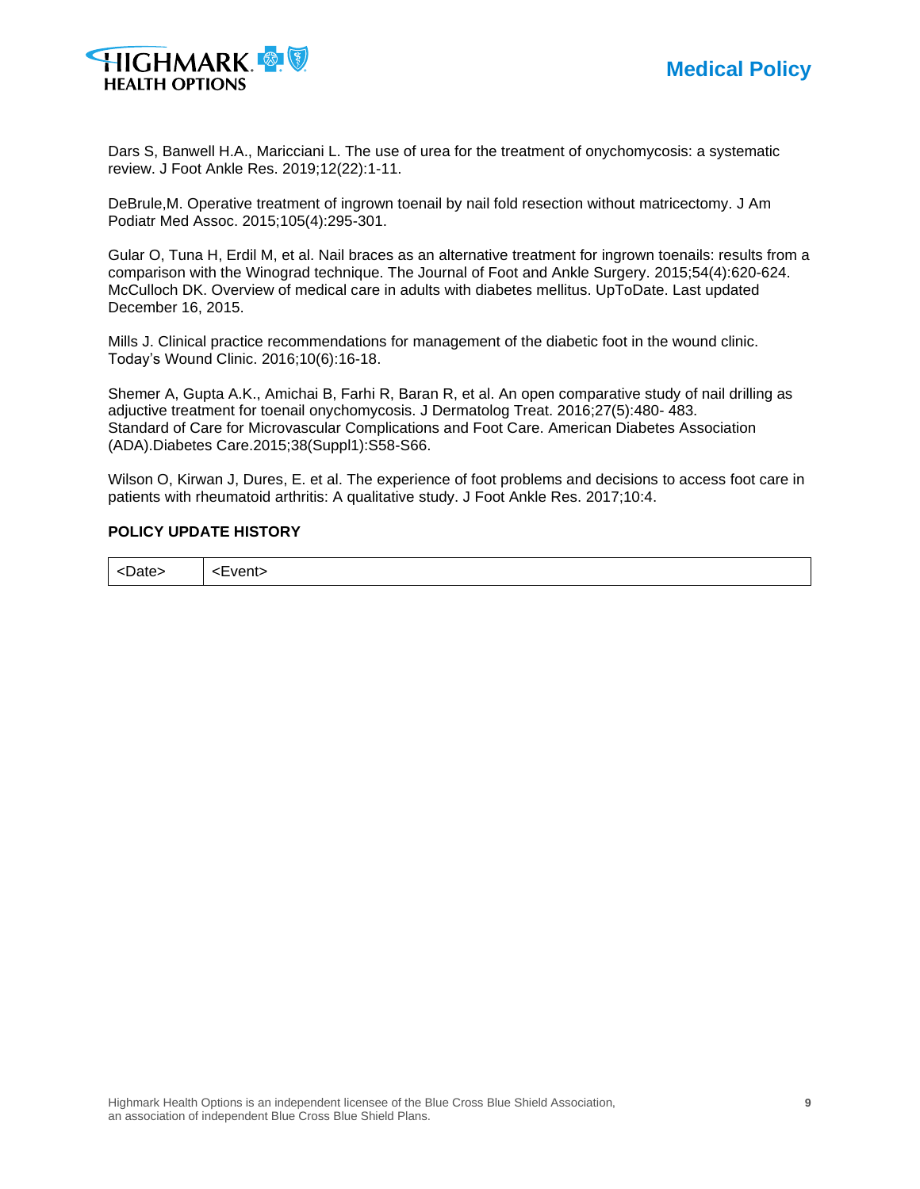Dars S, Banwell H.A., Maricciani L. The use of urea for the treatment of onychomycosis: a systematic review. J Foot Ankle Res. 2019;12(22):1-11.

DeBrule,M. Operative treatment of ingrown toenail by nail fold resection without matricectomy. J Am Podiatr Med Assoc. 2015;105(4):295-301.

Gular O, Tuna H, Erdil M, et al. Nail braces as an alternative treatment for ingrown toenails: results from a comparison with the Winograd technique. The Journal of Foot and Ankle Surgery. 2015;54(4):620-624. McCulloch DK. Overview of medical care in adults with diabetes mellitus. UpToDate. Last updated December 16, 2015.

Mills J. Clinical practice recommendations for management of the diabetic foot in the wound clinic. Today's Wound Clinic. 2016;10(6):16-18.

Shemer A, Gupta A.K., Amichai B, Farhi R, Baran R, et al. An open comparative study of nail drilling as adjuctive treatment for toenail onychomycosis. J Dermatolog Treat. 2016;27(5):480- 483. Standard of Care for Microvascular Complications and Foot Care. American Diabetes Association (ADA).Diabetes Care.2015;38(Suppl1):S58-S66.

Wilson O, Kirwan J, Dures, E. et al. The experience of foot problems and decisions to access foot care in patients with rheumatoid arthritis: A qualitative study. J Foot Ankle Res. 2017;10:4.

**POLICY UPDATE HISTORY**

| | |
|---|---|
| <Date> | <Event> |

Highmark Health Options is an independent licensee of the Blue Cross Blue Shield Association, an association of independent Blue Cross Blue Shield Plans.